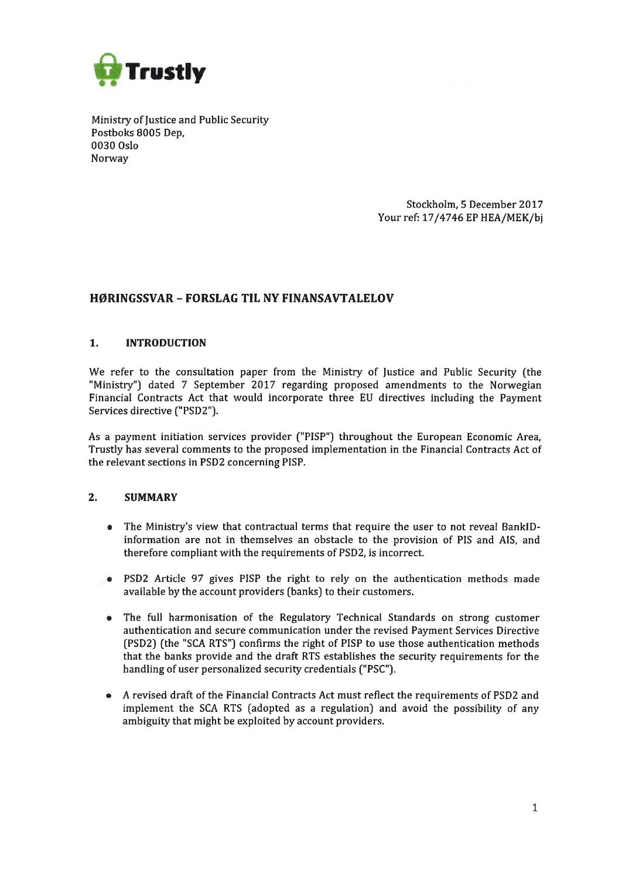Trustly

Ministry of Justice and Public Security
Postboks 8005 Dep,
0030 Oslo
Norway

Stockholm, 5 December 2017
Your ref: 17/4746 EP HEA/MEK/bj

# HØRINGSSVAR – FORSLAG TIL NY FINANSAVTALELOV

## 1. INTRODUCTION

We refer to the consultation paper from the Ministry of Justice and Public Security (the "Ministry") dated 7 September 2017 regarding proposed amendments to the Norwegian Financial Contracts Act that would incorporate three EU directives including the Payment Services directive ("PSD2").

As a payment initiation services provider ("PISP") throughout the European Economic Area, Trustly has several comments to the proposed implementation in the Financial Contracts Act of the relevant sections in PSD2 concerning PISP.

## 2. SUMMARY

- The Ministry's view that contractual terms that require the user to not reveal BankID-information are not in themselves an obstacle to the provision of PIS and AIS, and therefore compliant with the requirements of PSD2, is incorrect.
- PSD2 Article 97 gives PISP the right to rely on the authentication methods made available by the account providers (banks) to their customers.
- The full harmonisation of the Regulatory Technical Standards on strong customer authentication and secure communication under the revised Payment Services Directive (PSD2) (the "SCA RTS") confirms the right of PISP to use those authentication methods that the banks provide and the draft RTS establishes the security requirements for the handling of user personalized security credentials ("PSC").
- A revised draft of the Financial Contracts Act must reflect the requirements of PSD2 and implement the SCA RTS (adopted as a regulation) and avoid the possibility of any ambiguity that might be exploited by account providers.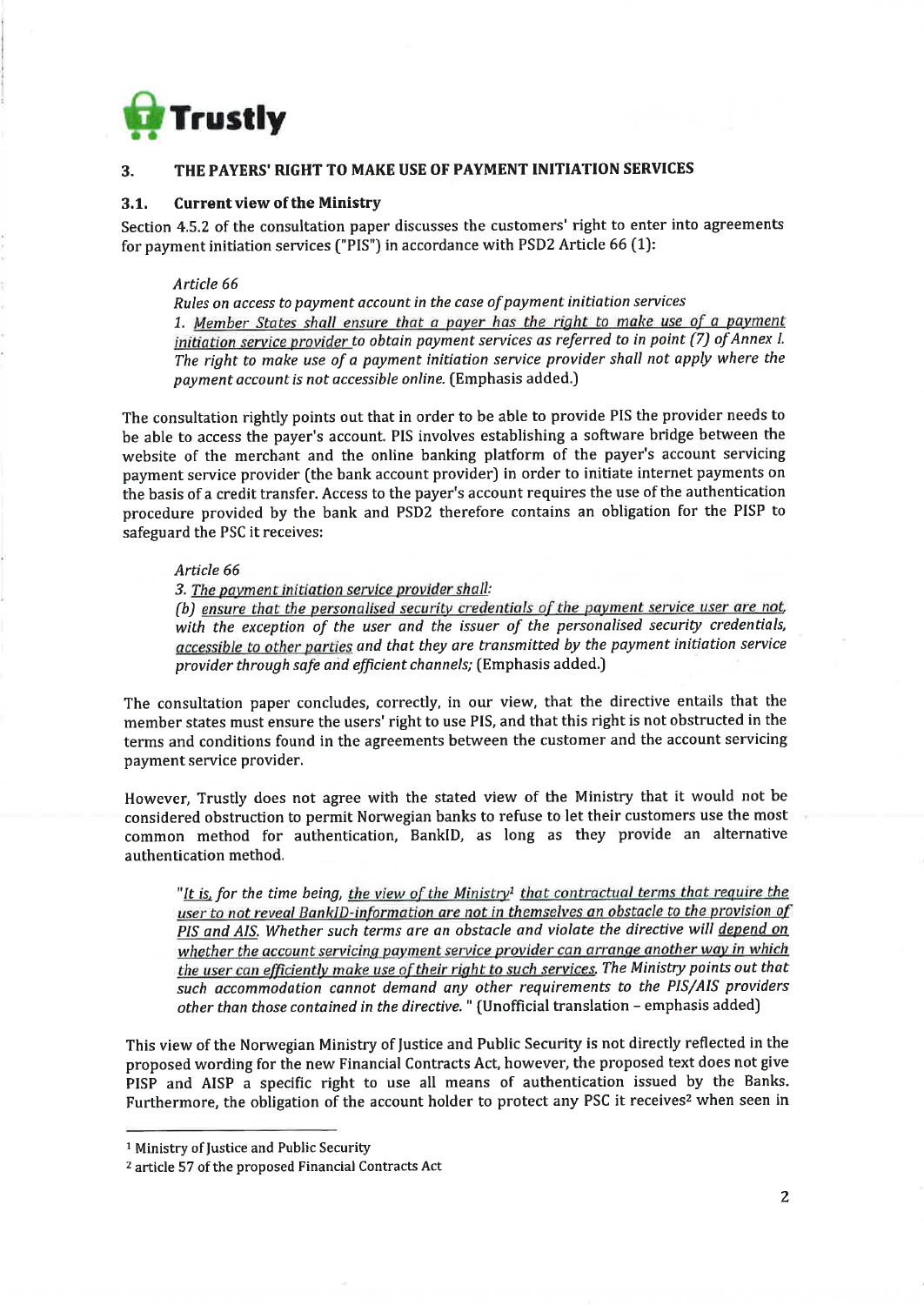## 3. THE PAYERS' RIGHT TO MAKE USE OF PAYMENT INITIATION SERVICES

### 3.1. Current view of the Ministry

Section 4.5.2 of the consultation paper discusses the customers' right to enter into agreements for payment initiation services ("PIS") in accordance with PSD2 Article 66 (1):

> *Article 66*
>
> *Rules on access to payment account in the case of payment initiation services*
>
> *1. Member States shall ensure that a payer has the right to make use of a payment initiation service provider to obtain payment services as referred to in point (7) of Annex I. The right to make use of a payment initiation service provider shall not apply where the payment account is not accessible online.* (Emphasis added.)

The consultation rightly points out that in order to be able to provide PIS the provider needs to be able to access the payer's account. PIS involves establishing a software bridge between the website of the merchant and the online banking platform of the payer's account servicing payment service provider (the bank account provider) in order to initiate internet payments on the basis of a credit transfer. Access to the payer's account requires the use of the authentication procedure provided by the bank and PSD2 therefore contains an obligation for the PISP to safeguard the PSC it receives:

> *Article 66*
>
> *3. The payment initiation service provider shall:*
>
> *(b) ensure that the personalised security credentials of the payment service user are not, with the exception of the user and the issuer of the personalised security credentials, accessible to other parties and that they are transmitted by the payment initiation service provider through safe and efficient channels;* (Emphasis added.)

The consultation paper concludes, correctly, in our view, that the directive entails that the member states must ensure the users' right to use PIS, and that this right is not obstructed in the terms and conditions found in the agreements between the customer and the account servicing payment service provider.

However, Trustly does not agree with the stated view of the Ministry that it would not be considered obstruction to permit Norwegian banks to refuse to let their customers use the most common method for authentication, BankID, as long as they provide an alternative authentication method.

> *"It is, for the time being, the view of the Ministry[1] that contractual terms that require the user to not reveal BankID-information are not in themselves an obstacle to the provision of PIS and AIS. Whether such terms are an obstacle and violate the directive will depend on whether the account servicing payment service provider can arrange another way in which the user can efficiently make use of their right to such services. The Ministry points out that such accommodation cannot demand any other requirements to the PIS/AIS providers other than those contained in the directive.* " (Unofficial translation – emphasis added)

This view of the Norwegian Ministry of Justice and Public Security is not directly reflected in the proposed wording for the new Financial Contracts Act, however, the proposed text does not give PISP and AISP a specific right to use all means of authentication issued by the Banks. Furthermore, the obligation of the account holder to protect any PSC it receives[2] when seen in

[1] Ministry of Justice and Public Security

[2] article 57 of the proposed Financial Contracts Act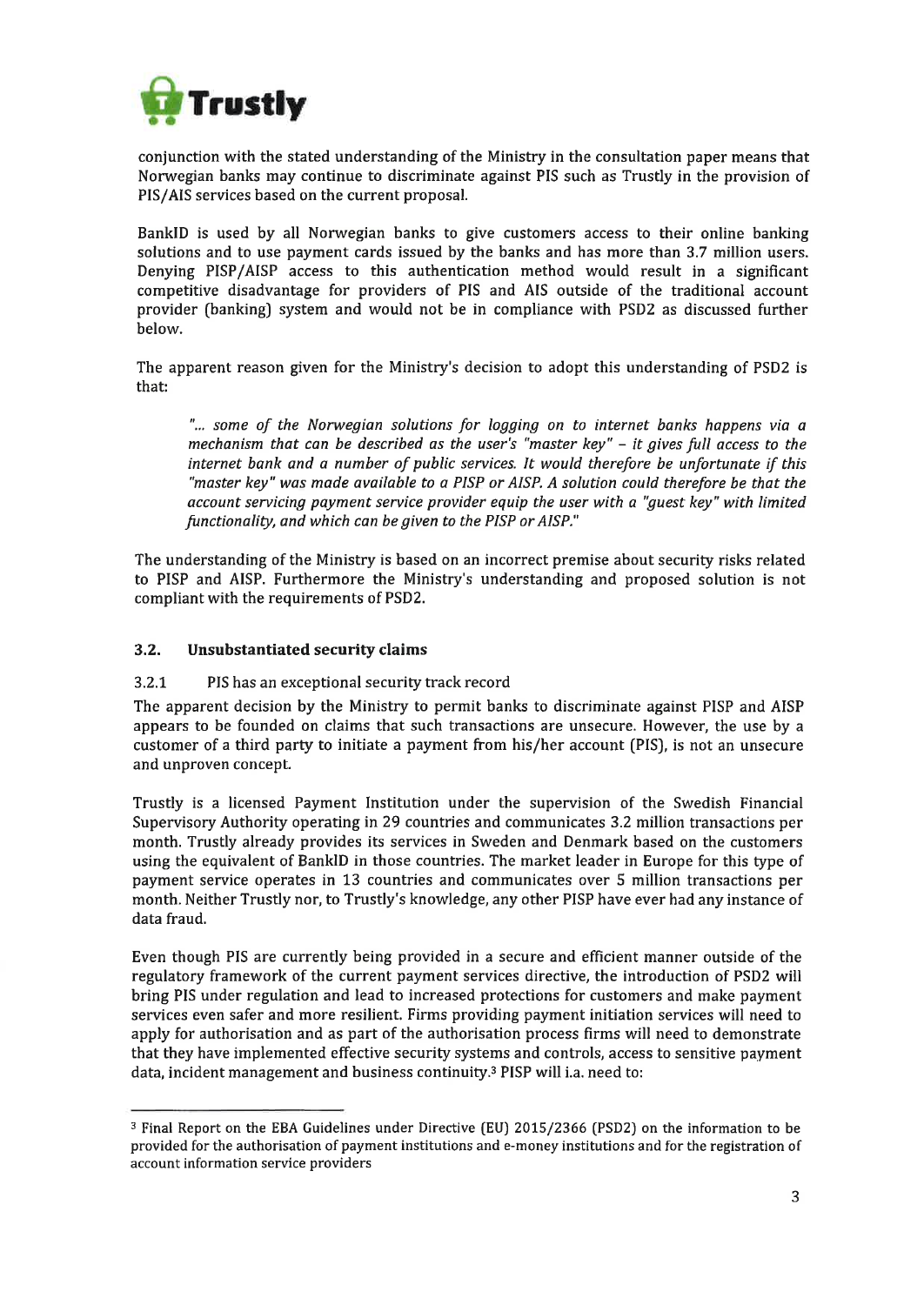conjunction with the stated understanding of the Ministry in the consultation paper means that Norwegian banks may continue to discriminate against PIS such as Trustly in the provision of PIS/AIS services based on the current proposal.

BankID is used by all Norwegian banks to give customers access to their online banking solutions and to use payment cards issued by the banks and has more than 3.7 million users. Denying PISP/AISP access to this authentication method would result in a significant competitive disadvantage for providers of PIS and AIS outside of the traditional account provider (banking) system and would not be in compliance with PSD2 as discussed further below.

The apparent reason given for the Ministry's decision to adopt this understanding of PSD2 is that:

> *"... some of the Norwegian solutions for logging on to internet banks happens via a mechanism that can be described as the user's "master key" – it gives full access to the internet bank and a number of public services. It would therefore be unfortunate if this "master key" was made available to a PISP or AISP. A solution could therefore be that the account servicing payment service provider equip the user with a "guest key" with limited functionality, and which can be given to the PISP or AISP."*

The understanding of the Ministry is based on an incorrect premise about security risks related to PISP and AISP. Furthermore the Ministry's understanding and proposed solution is not compliant with the requirements of PSD2.

## 3.2. Unsubstantiated security claims

### 3.2.1 PIS has an exceptional security track record

The apparent decision by the Ministry to permit banks to discriminate against PISP and AISP appears to be founded on claims that such transactions are unsecure. However, the use by a customer of a third party to initiate a payment from his/her account (PIS), is not an unsecure and unproven concept.

Trustly is a licensed Payment Institution under the supervision of the Swedish Financial Supervisory Authority operating in 29 countries and communicates 3.2 million transactions per month. Trustly already provides its services in Sweden and Denmark based on the customers using the equivalent of BankID in those countries. The market leader in Europe for this type of payment service operates in 13 countries and communicates over 5 million transactions per month. Neither Trustly nor, to Trustly's knowledge, any other PISP have ever had any instance of data fraud.

Even though PIS are currently being provided in a secure and efficient manner outside of the regulatory framework of the current payment services directive, the introduction of PSD2 will bring PIS under regulation and lead to increased protections for customers and make payment services even safer and more resilient. Firms providing payment initiation services will need to apply for authorisation and as part of the authorisation process firms will need to demonstrate that they have implemented effective security systems and controls, access to sensitive payment data, incident management and business continuity.[3] PISP will i.a. need to:

---

[3] Final Report on the EBA Guidelines under Directive (EU) 2015/2366 (PSD2) on the information to be provided for the authorisation of payment institutions and e-money institutions and for the registration of account information service providers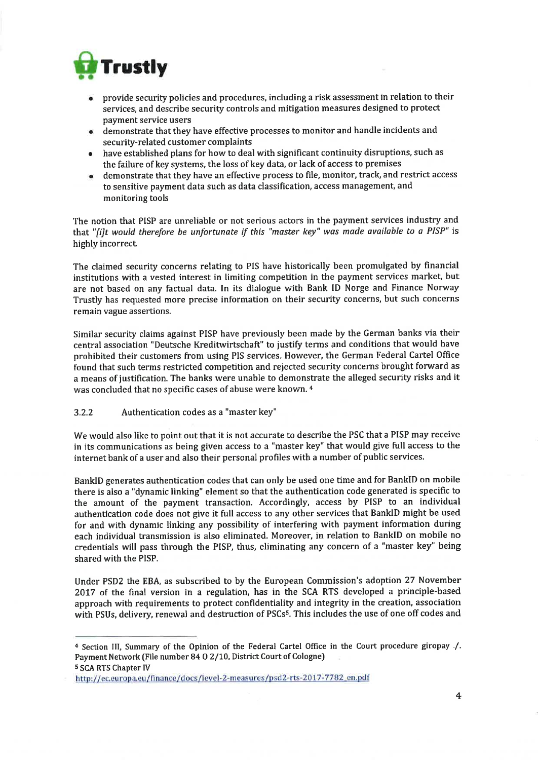- provide security policies and procedures, including a risk assessment in relation to their services, and describe security controls and mitigation measures designed to protect payment service users
- demonstrate that they have effective processes to monitor and handle incidents and security-related customer complaints
- have established plans for how to deal with significant continuity disruptions, such as the failure of key systems, the loss of key data, or lack of access to premises
- demonstrate that they have an effective process to file, monitor, track, and restrict access to sensitive payment data such as data classification, access management, and monitoring tools

The notion that PISP are unreliable or not serious actors in the payment services industry and that *"[i]t would therefore be unfortunate if this "master key" was made available to a PISP"* is highly incorrect.

The claimed security concerns relating to PIS have historically been promulgated by financial institutions with a vested interest in limiting competition in the payment services market, but are not based on any factual data. In its dialogue with Bank ID Norge and Finance Norway Trustly has requested more precise information on their security concerns, but such concerns remain vague assertions.

Similar security claims against PISP have previously been made by the German banks via their central association "Deutsche Kreditwirtschaft" to justify terms and conditions that would have prohibited their customers from using PIS services. However, the German Federal Cartel Office found that such terms restricted competition and rejected security concerns brought forward as a means of justification. The banks were unable to demonstrate the alleged security risks and it was concluded that no specific cases of abuse were known. [4]

### 3.2.2 Authentication codes as a "master key"

We would also like to point out that it is not accurate to describe the PSC that a PISP may receive in its communications as being given access to a "master key" that would give full access to the internet bank of a user and also their personal profiles with a number of public services.

BankID generates authentication codes that can only be used one time and for BankID on mobile there is also a "dynamic linking" element so that the authentication code generated is specific to the amount of the payment transaction. Accordingly, access by PISP to an individual authentication code does not give it full access to any other services that BankID might be used for and with dynamic linking any possibility of interfering with payment information during each individual transmission is also eliminated. Moreover, in relation to BankID on mobile no credentials will pass through the PISP, thus, eliminating any concern of a "master key" being shared with the PISP.

Under PSD2 the EBA, as subscribed to by the European Commission's adoption 27 November 2017 of the final version in a regulation, has in the SCA RTS developed a principle-based approach with requirements to protect confidentiality and integrity in the creation, association with PSUs, delivery, renewal and destruction of PSCs[5]. This includes the use of one off codes and

---

[4] Section III, Summary of the Opinion of the Federal Cartel Office in the Court procedure giropay ./. Payment Network (File number 84 O 2/10, District Court of Cologne)

[5] SCA RTS Chapter IV
http://ec.europa.eu/finance/docs/level-2-measures/psd2-rts-2017-7782_en.pdf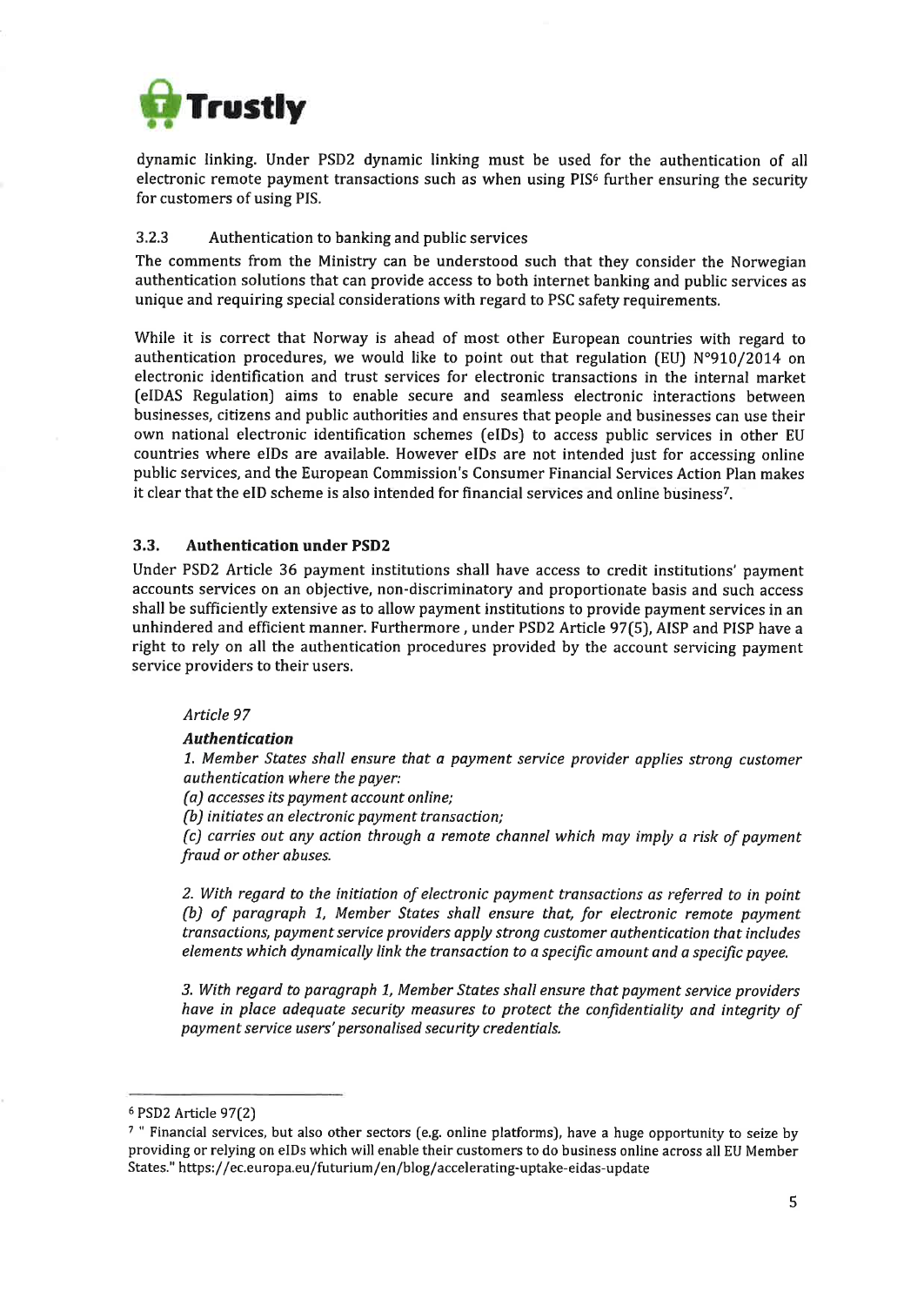dynamic linking. Under PSD2 dynamic linking must be used for the authentication of all electronic remote payment transactions such as when using PIS[6] further ensuring the security for customers of using PIS.

#### 3.2.3 Authentication to banking and public services

The comments from the Ministry can be understood such that they consider the Norwegian authentication solutions that can provide access to both internet banking and public services as unique and requiring special considerations with regard to PSC safety requirements.

While it is correct that Norway is ahead of most other European countries with regard to authentication procedures, we would like to point out that regulation (EU) N°910/2014 on electronic identification and trust services for electronic transactions in the internal market (eIDAS Regulation) aims to enable secure and seamless electronic interactions between businesses, citizens and public authorities and ensures that people and businesses can use their own national electronic identification schemes (eIDs) to access public services in other EU countries where eIDs are available. However eIDs are not intended just for accessing online public services, and the European Commission's Consumer Financial Services Action Plan makes it clear that the eID scheme is also intended for financial services and online business[7].

### 3.3. Authentication under PSD2

Under PSD2 Article 36 payment institutions shall have access to credit institutions' payment accounts services on an objective, non-discriminatory and proportionate basis and such access shall be sufficiently extensive as to allow payment institutions to provide payment services in an unhindered and efficient manner. Furthermore , under PSD2 Article 97(5), AISP and PISP have a right to rely on all the authentication procedures provided by the account servicing payment service providers to their users.

> *Article 97*
>
> ***Authentication***
>
> *1. Member States shall ensure that a payment service provider applies strong customer authentication where the payer:*
> *(a) accesses its payment account online;*
> *(b) initiates an electronic payment transaction;*
> *(c) carries out any action through a remote channel which may imply a risk of payment fraud or other abuses.*
>
> *2. With regard to the initiation of electronic payment transactions as referred to in point (b) of paragraph 1, Member States shall ensure that, for electronic remote payment transactions, payment service providers apply strong customer authentication that includes elements which dynamically link the transaction to a specific amount and a specific payee.*
>
> *3. With regard to paragraph 1, Member States shall ensure that payment service providers have in place adequate security measures to protect the confidentiality and integrity of payment service users' personalised security credentials.*

---

[6] PSD2 Article 97(2)

[7] " Financial services, but also other sectors (e.g. online platforms), have a huge opportunity to seize by providing or relying on eIDs which will enable their customers to do business online across all EU Member States." https://ec.europa.eu/futurium/en/blog/accelerating-uptake-eidas-update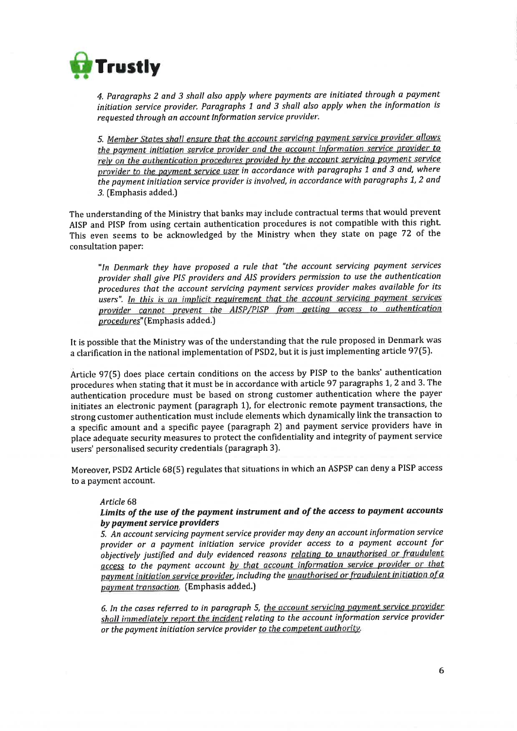> *4. Paragraphs 2 and 3 shall also apply where payments are initiated through a payment initiation service provider. Paragraphs 1 and 3 shall also apply when the information is requested through an account information service provider.*
>
> *5. <u>Member States shall ensure that the account servicing payment service provider allows the payment initiation service provider and the account information service provider to rely on the authentication procedures provided by the account servicing payment service provider to the payment service user</u> in accordance with paragraphs 1 and 3 and, where the payment initiation service provider is involved, in accordance with paragraphs 1, 2 and 3.* (Emphasis added.)

The understanding of the Ministry that banks may include contractual terms that would prevent AISP and PISP from using certain authentication procedures is not compatible with this right. This even seems to be acknowledged by the Ministry when they state on page 72 of the consultation paper:

> *"In Denmark they have proposed a rule that "the account servicing payment services provider shall give PIS providers and AIS providers permission to use the authentication procedures that the account servicing payment services provider makes available for its users". <u>In this is an implicit requirement that the account servicing payment services provider cannot prevent the AISP/PISP from getting access to authentication procedures</u>"* (Emphasis added.)

It is possible that the Ministry was of the understanding that the rule proposed in Denmark was a clarification in the national implementation of PSD2, but it is just implementing article 97(5).

Article 97(5) does place certain conditions on the access by PISP to the banks' authentication procedures when stating that it must be in accordance with article 97 paragraphs 1, 2 and 3. The authentication procedure must be based on strong customer authentication where the payer initiates an electronic payment (paragraph 1), for electronic remote payment transactions, the strong customer authentication must include elements which dynamically link the transaction to a specific amount and a specific payee (paragraph 2) and payment service providers have in place adequate security measures to protect the confidentiality and integrity of payment service users' personalised security credentials (paragraph 3).

Moreover, PSD2 Article 68(5) regulates that situations in which an ASPSP can deny a PISP access to a payment account.

> *Article 68*
>
> ***Limits of the use of the payment instrument and of the access to payment accounts by payment service providers***
>
> *5. An account servicing payment service provider may deny an account information service provider or a payment initiation service provider access to a payment account for objectively justified and duly evidenced reasons <u>relating to unauthorised or fraudulent access</u> to the payment account <u>by that account information service provider or that payment initiation service provider</u>, including the <u>unauthorised or fraudulent initiation of a payment transaction</u>.* (Emphasis added.)
>
> *6. In the cases referred to in paragraph 5, <u>the account servicing payment service provider shall immediately report the incident</u> relating to the account information service provider or the payment initiation service provider <u>to the competent authority</u>.*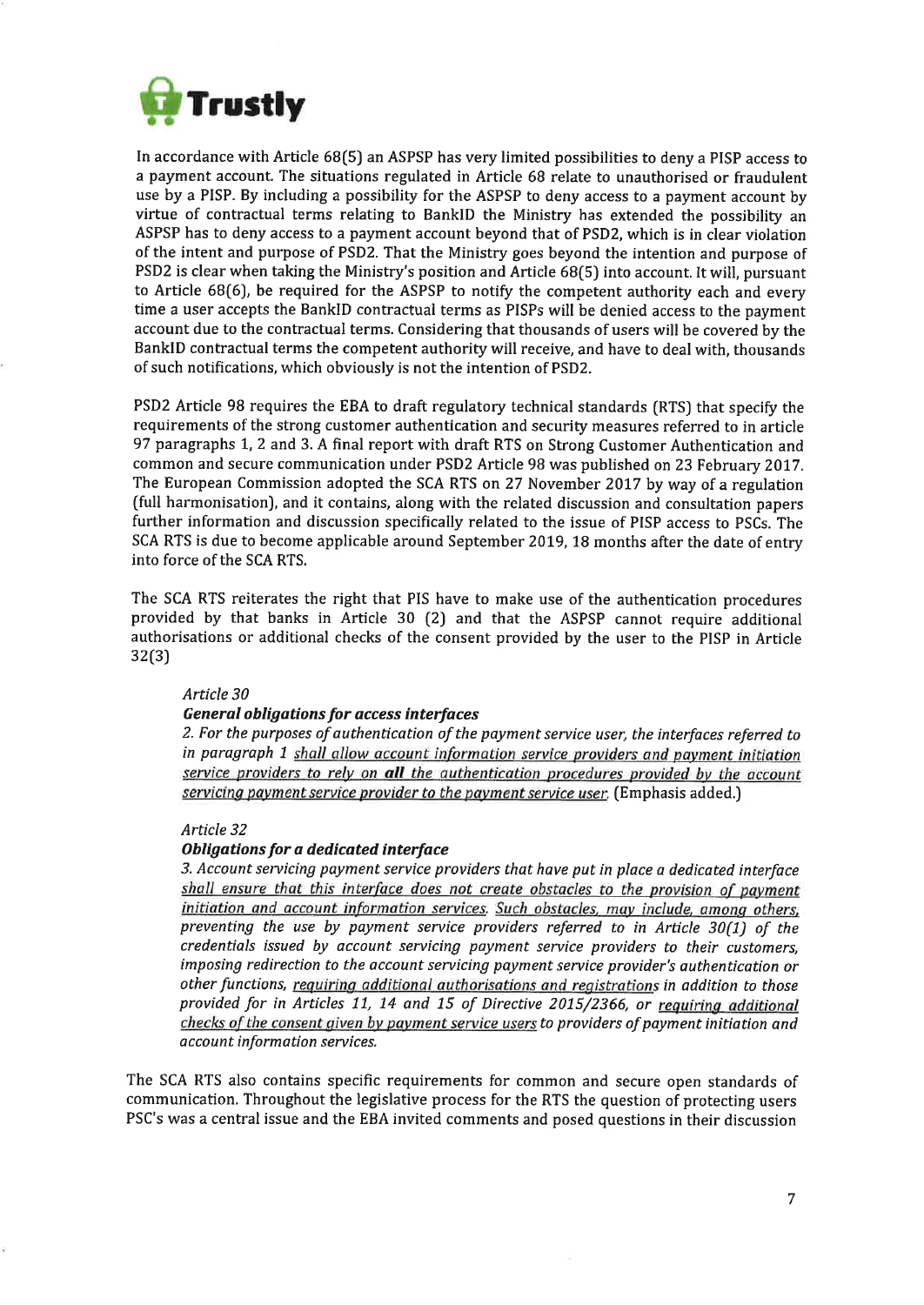In accordance with Article 68(5) an ASPSP has very limited possibilities to deny a PISP access to a payment account. The situations regulated in Article 68 relate to unauthorised or fraudulent use by a PISP. By including a possibility for the ASPSP to deny access to a payment account by virtue of contractual terms relating to BankID the Ministry has extended the possibility an ASPSP has to deny access to a payment account beyond that of PSD2, which is in clear violation of the intent and purpose of PSD2. That the Ministry goes beyond the intention and purpose of PSD2 is clear when taking the Ministry's position and Article 68(5) into account. It will, pursuant to Article 68(6), be required for the ASPSP to notify the competent authority each and every time a user accepts the BankID contractual terms as PISPs will be denied access to the payment account due to the contractual terms. Considering that thousands of users will be covered by the BankID contractual terms the competent authority will receive, and have to deal with, thousands of such notifications, which obviously is not the intention of PSD2.

PSD2 Article 98 requires the EBA to draft regulatory technical standards (RTS) that specify the requirements of the strong customer authentication and security measures referred to in article 97 paragraphs 1, 2 and 3. A final report with draft RTS on Strong Customer Authentication and common and secure communication under PSD2 Article 98 was published on 23 February 2017. The European Commission adopted the SCA RTS on 27 November 2017 by way of a regulation (full harmonisation), and it contains, along with the related discussion and consultation papers further information and discussion specifically related to the issue of PISP access to PSCs. The SCA RTS is due to become applicable around September 2019, 18 months after the date of entry into force of the SCA RTS.

The SCA RTS reiterates the right that PIS have to make use of the authentication procedures provided by that banks in Article 30 (2) and that the ASPSP cannot require additional authorisations or additional checks of the consent provided by the user to the PISP in Article 32(3)

> *Article 30*
>
> ***General obligations for access interfaces***
>
> *2. For the purposes of authentication of the payment service user, the interfaces referred to in paragraph 1 shall allow account information service providers and payment initiation service providers to rely on **all** the authentication procedures provided by the account servicing payment service provider to the payment service user.* (Emphasis added.)
>
> *Article 32*
>
> ***Obligations for a dedicated interface***
>
> *3. Account servicing payment service providers that have put in place a dedicated interface shall ensure that this interface does not create obstacles to the provision of payment initiation and account information services. Such obstacles, may include, among others, preventing the use by payment service providers referred to in Article 30(1) of the credentials issued by account servicing payment service providers to their customers, imposing redirection to the account servicing payment service provider's authentication or other functions, requiring additional authorisations and registrations in addition to those provided for in Articles 11, 14 and 15 of Directive 2015/2366, or requiring additional checks of the consent given by payment service users to providers of payment initiation and account information services.*

The SCA RTS also contains specific requirements for common and secure open standards of communication. Throughout the legislative process for the RTS the question of protecting users PSC's was a central issue and the EBA invited comments and posed questions in their discussion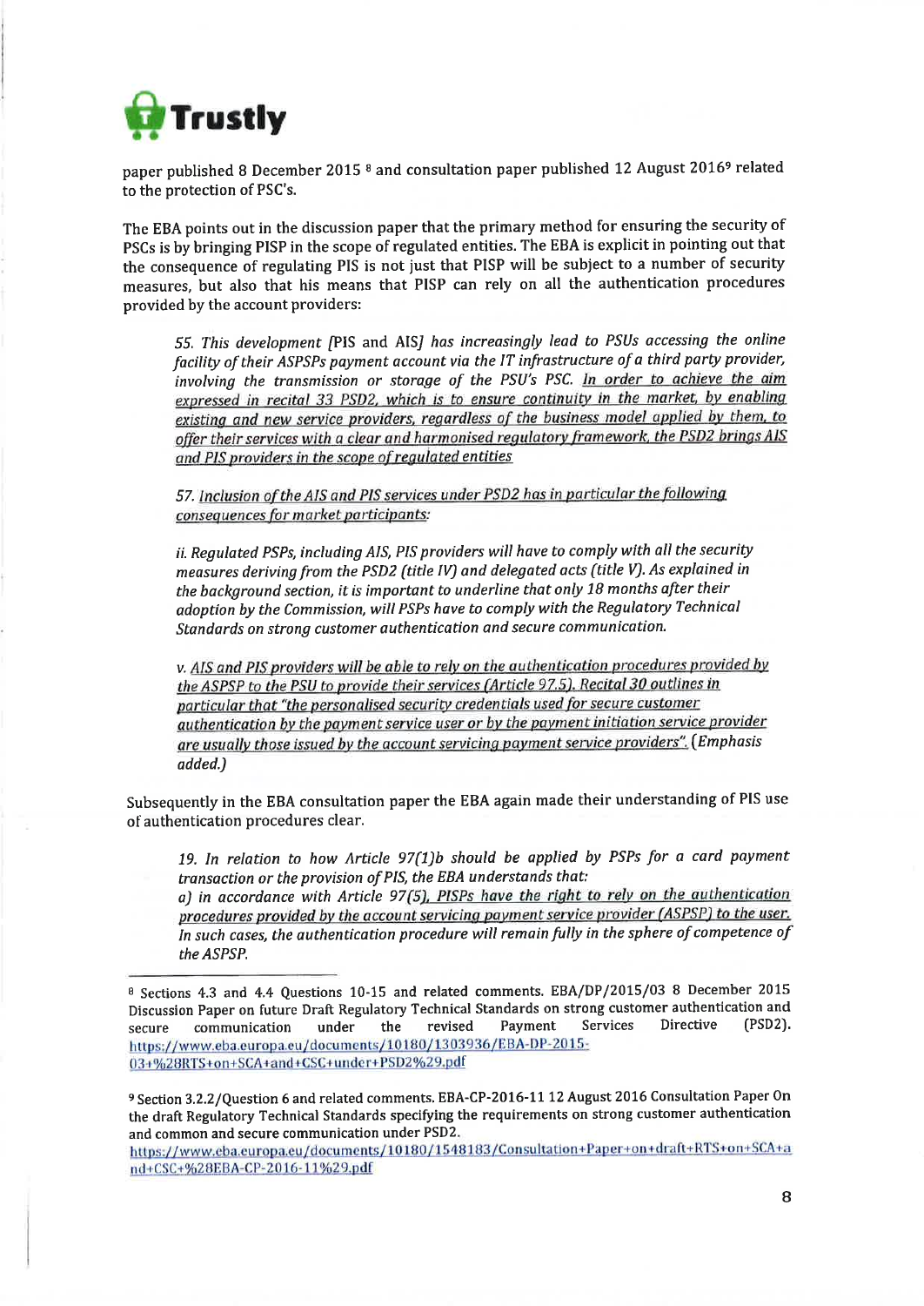paper published 8 December 2015 [8] and consultation paper published 12 August 2016[9] related to the protection of PSC's.

The EBA points out in the discussion paper that the primary method for ensuring the security of PSCs is by bringing PISP in the scope of regulated entities. The EBA is explicit in pointing out that the consequence of regulating PIS is not just that PISP will be subject to a number of security measures, but also that his means that PISP can rely on all the authentication procedures provided by the account providers:

> *55. This development [PIS and AIS] has increasingly lead to PSUs accessing the online facility of their ASPSPs payment account via the IT infrastructure of a third party provider, involving the transmission or storage of the PSU's PSC. In order to achieve the aim expressed in recital 33 PSD2, which is to ensure continuity in the market, by enabling existing and new service providers, regardless of the business model applied by them, to offer their services with a clear and harmonised regulatory framework, the PSD2 brings AIS and PIS providers in the scope of regulated entities*
>
> *57. Inclusion of the AIS and PIS services under PSD2 has in particular the following consequences for market participants:*
>
> *ii. Regulated PSPs, including AIS, PIS providers will have to comply with all the security measures deriving from the PSD2 (title IV) and delegated acts (title V). As explained in the background section, it is important to underline that only 18 months after their adoption by the Commission, will PSPs have to comply with the Regulatory Technical Standards on strong customer authentication and secure communication.*
>
> *v. AIS and PIS providers will be able to rely on the authentication procedures provided by the ASPSP to the PSU to provide their services (Article 97.5). Recital 30 outlines in particular that "the personalised security credentials used for secure customer authentication by the payment service user or by the payment initiation service provider are usually those issued by the account servicing payment service providers".* (*Emphasis added.*)

Subsequently in the EBA consultation paper the EBA again made their understanding of PIS use of authentication procedures clear.

> *19. In relation to how Article 97(1)b should be applied by PSPs for a card payment transaction or the provision of PIS, the EBA understands that:*
> *a) in accordance with Article 97(5), PISPs have the right to rely on the authentication procedures provided by the account servicing payment service provider (ASPSP) to the user. In such cases, the authentication procedure will remain fully in the sphere of competence of the ASPSP.*

---

[8] Sections 4.3 and 4.4 Questions 10-15 and related comments. EBA/DP/2015/03 8 December 2015 Discussion Paper on future Draft Regulatory Technical Standards on strong customer authentication and secure communication under the revised Payment Services Directive (PSD2). https://www.eba.europa.eu/documents/10180/1303936/EBA-DP-2015-03+%28RTS+on+SCA+and+CSC+under+PSD2%29.pdf

[9] Section 3.2.2/Question 6 and related comments. EBA-CP-2016-11 12 August 2016 Consultation Paper On the draft Regulatory Technical Standards specifying the requirements on strong customer authentication and common and secure communication under PSD2. https://www.eba.europa.eu/documents/10180/1548183/Consultation+Paper+on+draft+RTS+on+SCA+and+CSC+%28EBA-CP-2016-11%29.pdf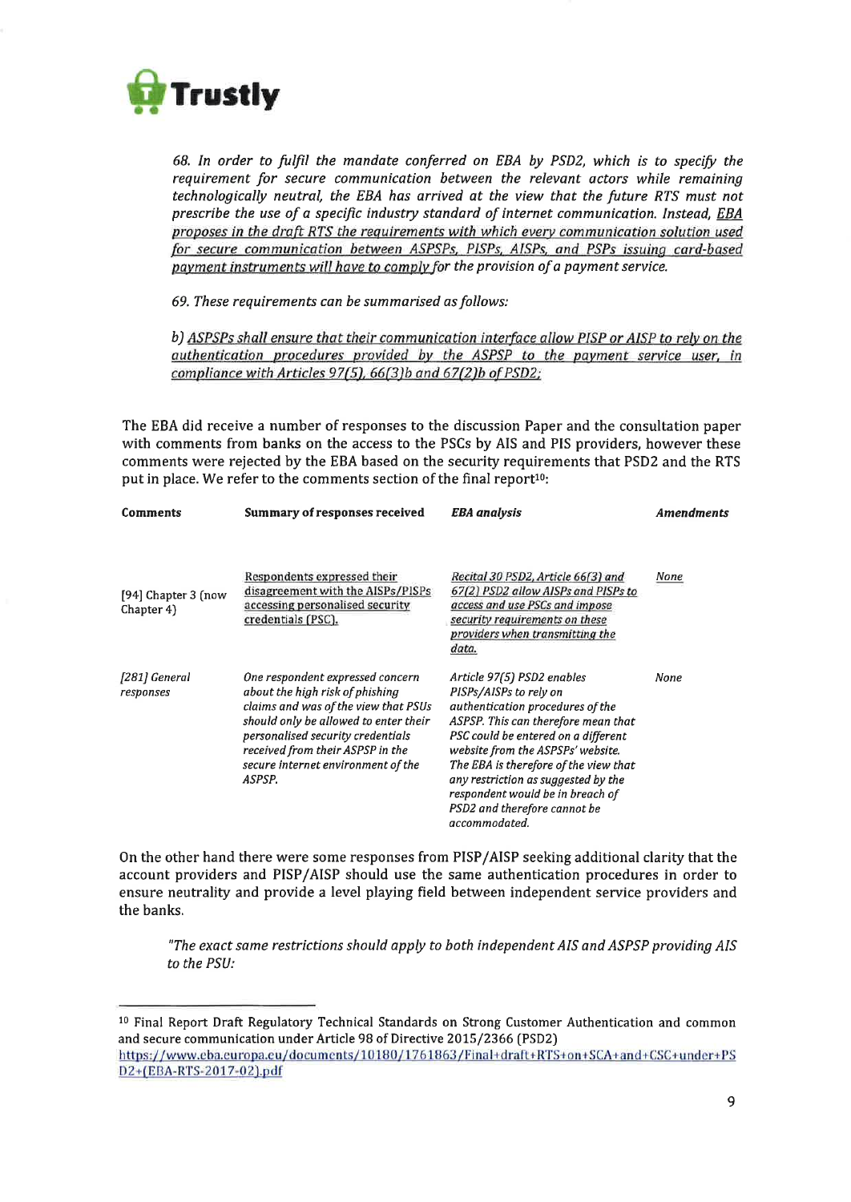*68. In order to fulfil the mandate conferred on EBA by PSD2, which is to specify the requirement for secure communication between the relevant actors while remaining technologically neutral, the EBA has arrived at the view that the future RTS must not prescribe the use of a specific industry standard of internet communication. Instead, EBA proposes in the draft RTS the requirements with which every communication solution used for secure communication between ASPSPs, PISPs, AISPs, and PSPs issuing card-based payment instruments will have to comply for the provision of a payment service.*

*69. These requirements can be summarised as follows:*

*b) ASPSPs shall ensure that their communication interface allow PISP or AISP to rely on the authentication procedures provided by the ASPSP to the payment service user, in compliance with Articles 97(5), 66(3)b and 67(2)b of PSD2;*

The EBA did receive a number of responses to the discussion Paper and the consultation paper with comments from banks on the access to the PSCs by AIS and PIS providers, however these comments were rejected by the EBA based on the security requirements that PSD2 and the RTS put in place. We refer to the comments section of the final report[10]:

| **Comments** | **Summary of responses received** | ***EBA analysis*** | ***Amendments*** |
|---|---|---|---|
| [94] Chapter 3 (now Chapter 4) | Respondents expressed their disagreement with the AISPs/PISPs accessing personalised security credentials (PSC). | *Recital 30 PSD2, Article 66(3) and 67(2) PSD2 allow AISPs and PISPs to access and use PSCs and impose security requirements on these providers when transmitting the data.* | *None* |
| *[281] General responses* | *One respondent expressed concern about the high risk of phishing claims and was of the view that PSUs should only be allowed to enter their personalised security credentials received from their ASPSP in the secure internet environment of the ASPSP.* | *Article 97(5) PSD2 enables PISPs/AISPs to rely on authentication procedures of the ASPSP. This can therefore mean that PSC could be entered on a different website from the ASPSPs' website. The EBA is therefore of the view that any restriction as suggested by the respondent would be in breach of PSD2 and therefore cannot be accommodated.* | *None* |

On the other hand there were some responses from PISP/AISP seeking additional clarity that the account providers and PISP/AISP should use the same authentication procedures in order to ensure neutrality and provide a level playing field between independent service providers and the banks.

*"The exact same restrictions should apply to both independent AIS and ASPSP providing AIS to the PSU:*

---

[10] Final Report Draft Regulatory Technical Standards on Strong Customer Authentication and common and secure communication under Article 98 of Directive 2015/2366 (PSD2) https://www.eba.europa.eu/documents/10180/1761863/Final+draft+RTS+on+SCA+and+CSC+under+PSD2+(EBA-RTS-2017-02).pdf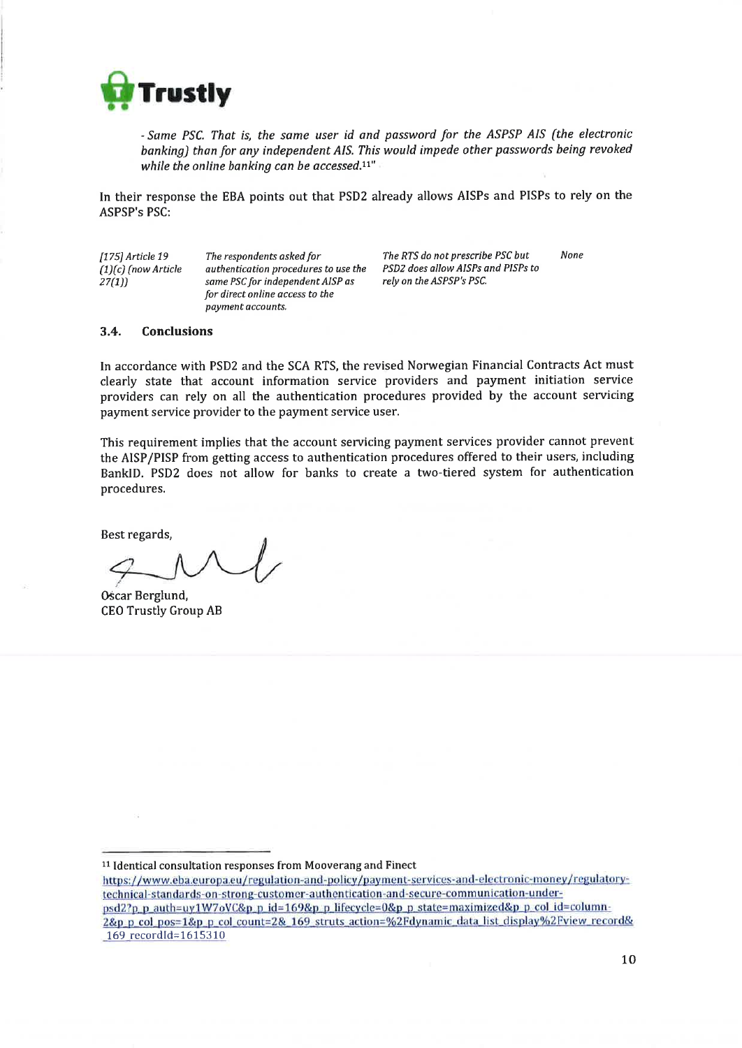*- Same PSC. That is, the same user id and password for the ASPSP AIS (the electronic banking) than for any independent AIS. This would impede other passwords being revoked while the online banking can be accessed.[11]"*

In their response the EBA points out that PSD2 already allows AISPs and PISPs to rely on the ASPSP's PSC:

| | | | |
|---|---|---|---|
| *[175] Article 19 (1)(c) (now Article 27(1))* | *The respondents asked for authentication procedures to use the same PSC for independent AISP as for direct online access to the payment accounts.* | *The RTS do not prescribe PSC but PSD2 does allow AISPs and PISPs to rely on the ASPSP's PSC.* | *None* |

### 3.4. Conclusions

In accordance with PSD2 and the SCA RTS, the revised Norwegian Financial Contracts Act must clearly state that account information service providers and payment initiation service providers can rely on all the authentication procedures provided by the account servicing payment service provider to the payment service user.

This requirement implies that the account servicing payment services provider cannot prevent the AISP/PISP from getting access to authentication procedures offered to their users, including BankID. PSD2 does not allow for banks to create a two-tiered system for authentication procedures.

Best regards,

Oscar Berglund,
CEO Trustly Group AB

---

[11] Identical consultation responses from Mooverang and Finect
https://www.eba.europa.eu/regulation-and-policy/payment-services-and-electronic-money/regulatory-technical-standards-on-strong-customer-authentication-and-secure-communication-under-psd2?p_p_auth=uy1W7oVC&p_p_id=169&p_p_lifecycle=0&p_p_state=maximized&p_p_col_id=column-2&p_p_col_pos=1&p_p_col_count=2&_169_struts_action=%2Fdynamic_data_list_display%2Fview_record&_169_recordId=1615310